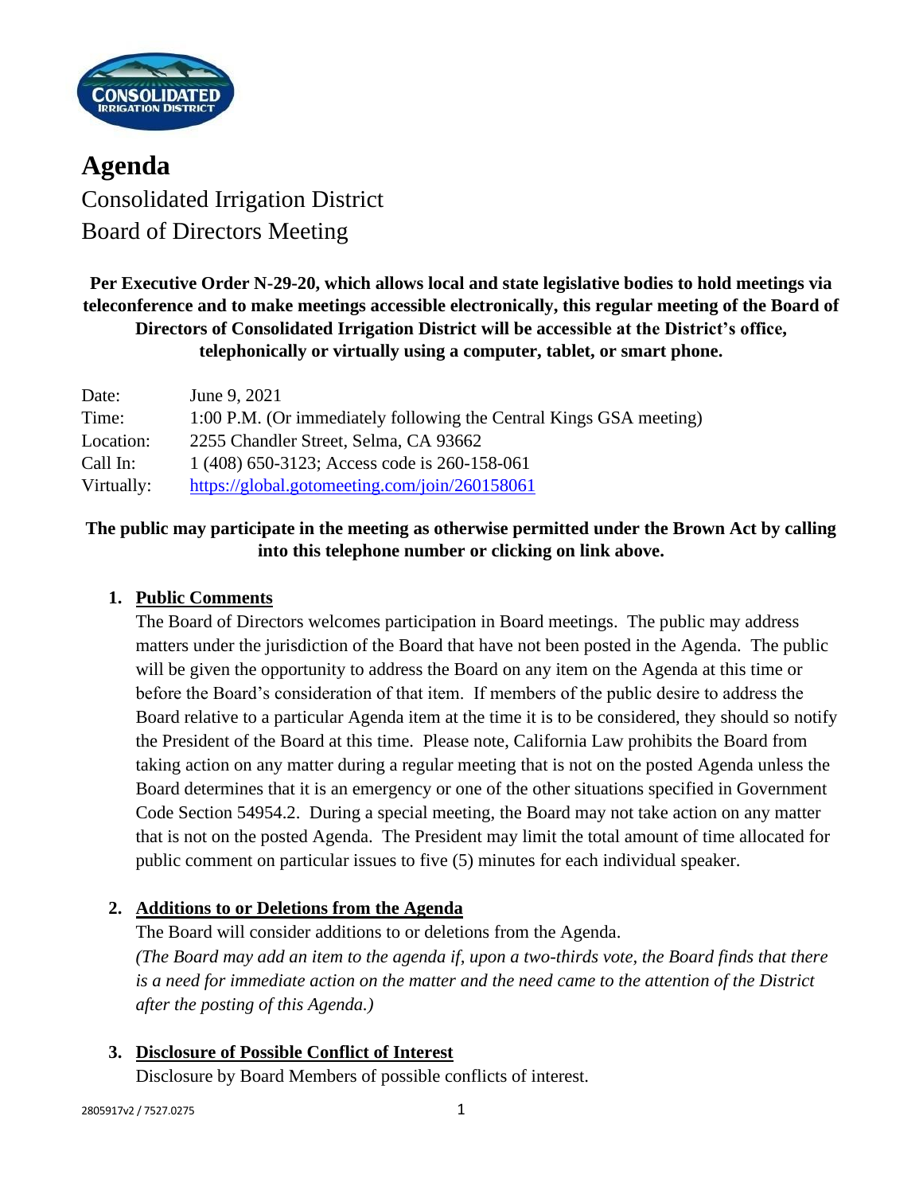# Agenda

Consolidated Irrigation District
Board of Directors Meeting

**Per Executive Order N-29-20, which allows local and state legislative bodies to hold meetings via teleconference and to make meetings accessible electronically, this regular meeting of the Board of Directors of Consolidated Irrigation District will be accessible at the District's office, telephonically or virtually using a computer, tablet, or smart phone.**

| | |
|---|---|
| Date: | June 9, 2021 |
| Time: | 1:00 P.M. (Or immediately following the Central Kings GSA meeting) |
| Location: | 2255 Chandler Street, Selma, CA 93662 |
| Call In: | 1 (408) 650-3123; Access code is 260-158-061 |
| Virtually: | https://global.gotomeeting.com/join/260158061 |

**The public may participate in the meeting as otherwise permitted under the Brown Act by calling into this telephone number or clicking on link above.**

1. **Public Comments**
   The Board of Directors welcomes participation in Board meetings. The public may address matters under the jurisdiction of the Board that have not been posted in the Agenda. The public will be given the opportunity to address the Board on any item on the Agenda at this time or before the Board's consideration of that item. If members of the public desire to address the Board relative to a particular Agenda item at the time it is to be considered, they should so notify the President of the Board at this time. Please note, California Law prohibits the Board from taking action on any matter during a regular meeting that is not on the posted Agenda unless the Board determines that it is an emergency or one of the other situations specified in Government Code Section 54954.2. During a special meeting, the Board may not take action on any matter that is not on the posted Agenda. The President may limit the total amount of time allocated for public comment on particular issues to five (5) minutes for each individual speaker.

2. **Additions to or Deletions from the Agenda**
   The Board will consider additions to or deletions from the Agenda.
   *(The Board may add an item to the agenda if, upon a two-thirds vote, the Board finds that there is a need for immediate action on the matter and the need came to the attention of the District after the posting of this Agenda.)*

3. **Disclosure of Possible Conflict of Interest**
   Disclosure by Board Members of possible conflicts of interest.

2805917v2 / 7527.0275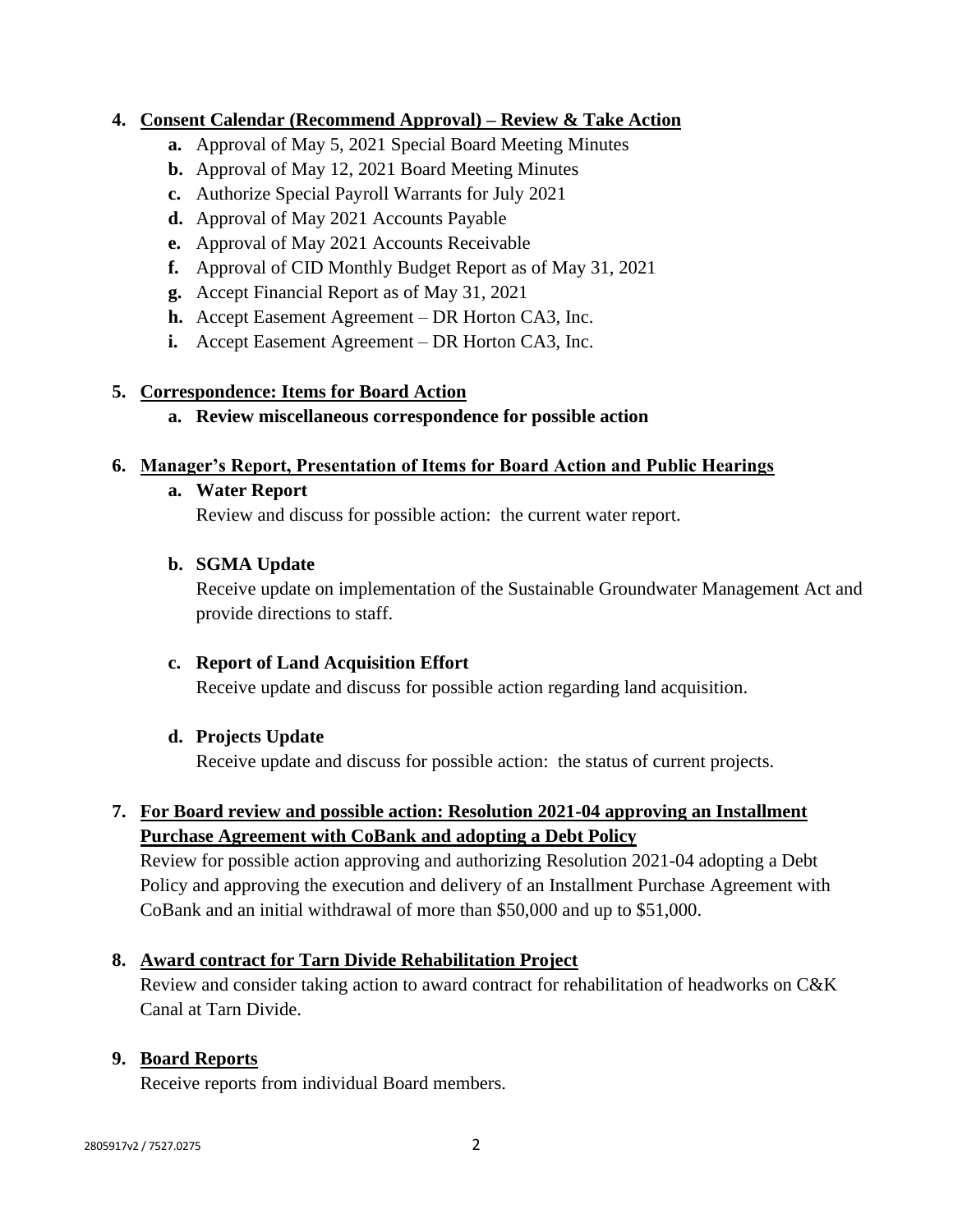4. **Consent Calendar (Recommend Approval) – Review & Take Action**
   - **a.** Approval of May 5, 2021 Special Board Meeting Minutes
   - **b.** Approval of May 12, 2021 Board Meeting Minutes
   - **c.** Authorize Special Payroll Warrants for July 2021
   - **d.** Approval of May 2021 Accounts Payable
   - **e.** Approval of May 2021 Accounts Receivable
   - **f.** Approval of CID Monthly Budget Report as of May 31, 2021
   - **g.** Accept Financial Report as of May 31, 2021
   - **h.** Accept Easement Agreement – DR Horton CA3, Inc.
   - **i.** Accept Easement Agreement – DR Horton CA3, Inc.

5. **Correspondence: Items for Board Action**
   - **a. Review miscellaneous correspondence for possible action**

6. **Manager's Report, Presentation of Items for Board Action and Public Hearings**
   - **a. Water Report**

     Review and discuss for possible action: the current water report.

   - **b. SGMA Update**

     Receive update on implementation of the Sustainable Groundwater Management Act and provide directions to staff.

   - **c. Report of Land Acquisition Effort**

     Receive update and discuss for possible action regarding land acquisition.

   - **d. Projects Update**

     Receive update and discuss for possible action: the status of current projects.

7. **For Board review and possible action: Resolution 2021-04 approving an Installment Purchase Agreement with CoBank and adopting a Debt Policy**

   Review for possible action approving and authorizing Resolution 2021-04 adopting a Debt Policy and approving the execution and delivery of an Installment Purchase Agreement with CoBank and an initial withdrawal of more than $50,000 and up to $51,000.

8. **Award contract for Tarn Divide Rehabilitation Project**

   Review and consider taking action to award contract for rehabilitation of headworks on C&K Canal at Tarn Divide.

9. **Board Reports**

   Receive reports from individual Board members.

2805917v2 / 7527.0275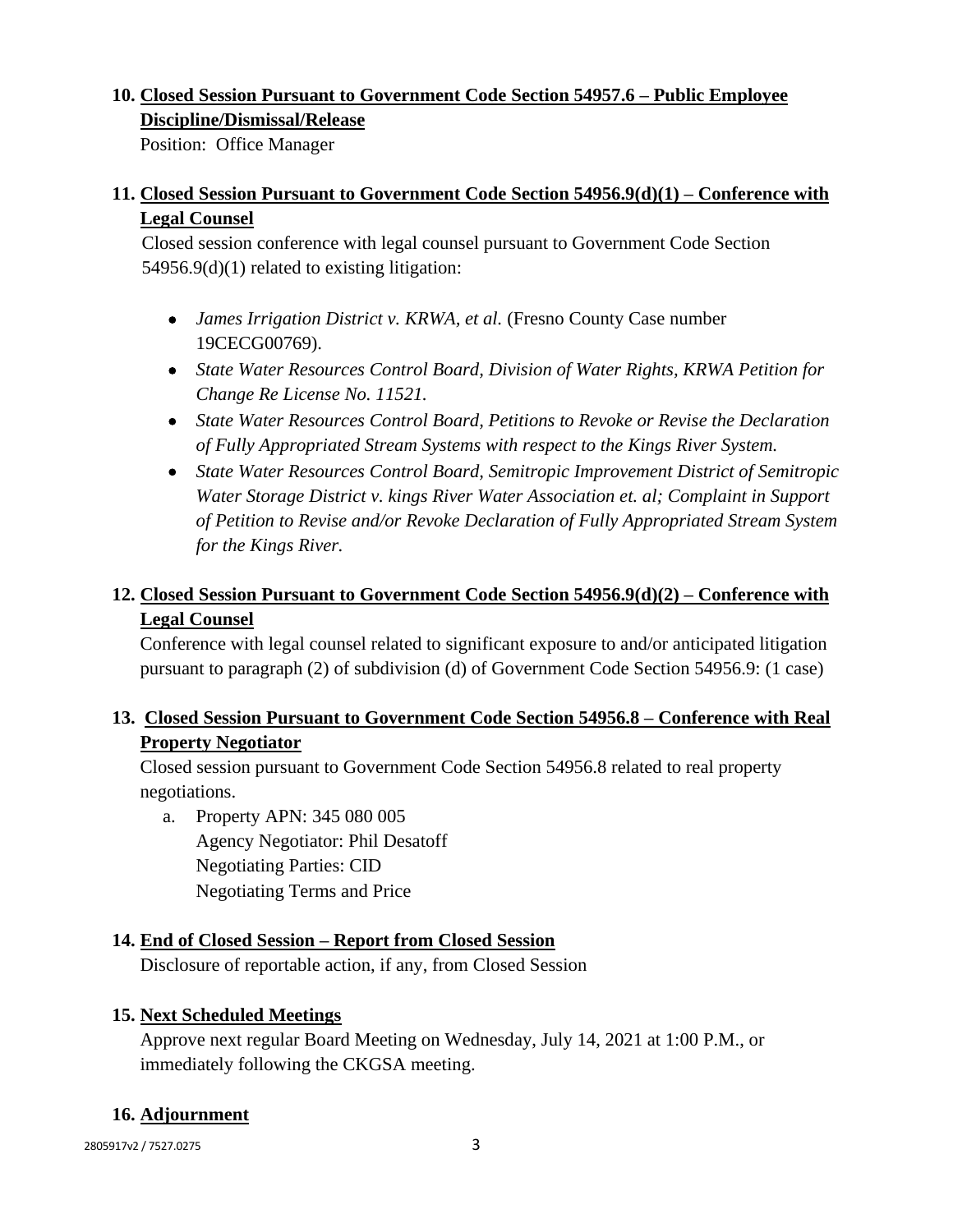**10. <u>Closed Session Pursuant to Government Code Section 54957.6 – Public Employee Discipline/Dismissal/Release</u>**

Position: Office Manager

**11. <u>Closed Session Pursuant to Government Code Section 54956.9(d)(1) – Conference with Legal Counsel</u>**

Closed session conference with legal counsel pursuant to Government Code Section 54956.9(d)(1) related to existing litigation:

- *James Irrigation District v. KRWA, et al.* (Fresno County Case number 19CECG00769).
- *State Water Resources Control Board, Division of Water Rights, KRWA Petition for Change Re License No. 11521.*
- *State Water Resources Control Board, Petitions to Revoke or Revise the Declaration of Fully Appropriated Stream Systems with respect to the Kings River System.*
- *State Water Resources Control Board, Semitropic Improvement District of Semitropic Water Storage District v. kings River Water Association et. al; Complaint in Support of Petition to Revise and/or Revoke Declaration of Fully Appropriated Stream System for the Kings River.*

**12. <u>Closed Session Pursuant to Government Code Section 54956.9(d)(2) – Conference with Legal Counsel</u>**

Conference with legal counsel related to significant exposure to and/or anticipated litigation pursuant to paragraph (2) of subdivision (d) of Government Code Section 54956.9: (1 case)

**13. <u>Closed Session Pursuant to Government Code Section 54956.8 – Conference with Real Property Negotiator</u>**

Closed session pursuant to Government Code Section 54956.8 related to real property negotiations.

a. Property APN: 345 080 005
   Agency Negotiator: Phil Desatoff
   Negotiating Parties: CID
   Negotiating Terms and Price

**14. <u>End of Closed Session – Report from Closed Session</u>**

Disclosure of reportable action, if any, from Closed Session

**15. <u>Next Scheduled Meetings</u>**

Approve next regular Board Meeting on Wednesday, July 14, 2021 at 1:00 P.M., or immediately following the CKGSA meeting.

**16. <u>Adjournment</u>**

2805917v2 / 7527.0275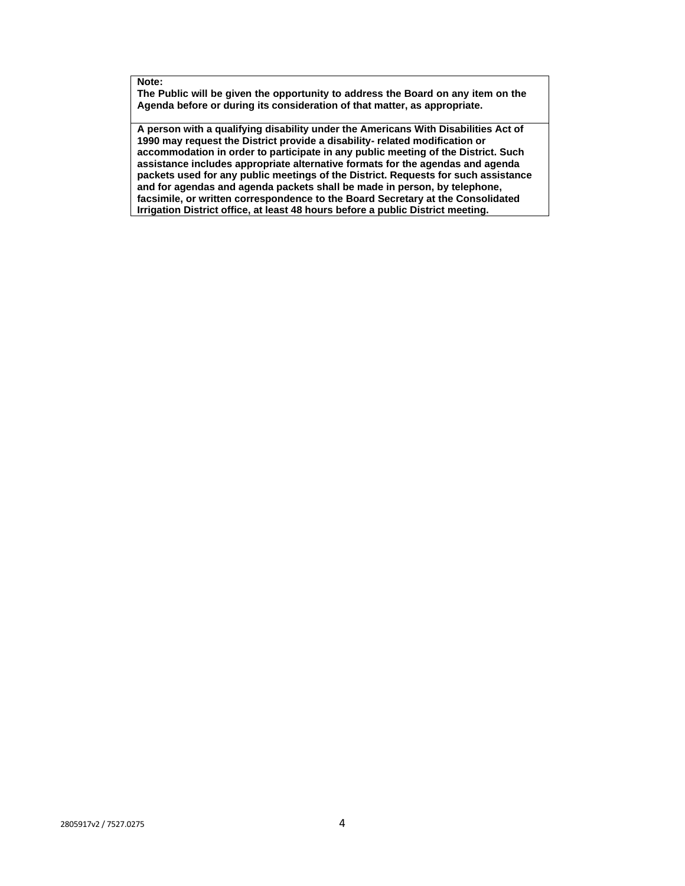**Note:**
**The Public will be given the opportunity to address the Board on any item on the Agenda before or during its consideration of that matter, as appropriate.**

**A person with a qualifying disability under the Americans With Disabilities Act of 1990 may request the District provide a disability- related modification or accommodation in order to participate in any public meeting of the District. Such assistance includes appropriate alternative formats for the agendas and agenda packets used for any public meetings of the District. Requests for such assistance and for agendas and agenda packets shall be made in person, by telephone, facsimile, or written correspondence to the Board Secretary at the Consolidated Irrigation District office, at least 48 hours before a public District meeting.**

2805917v2 / 7527.0275